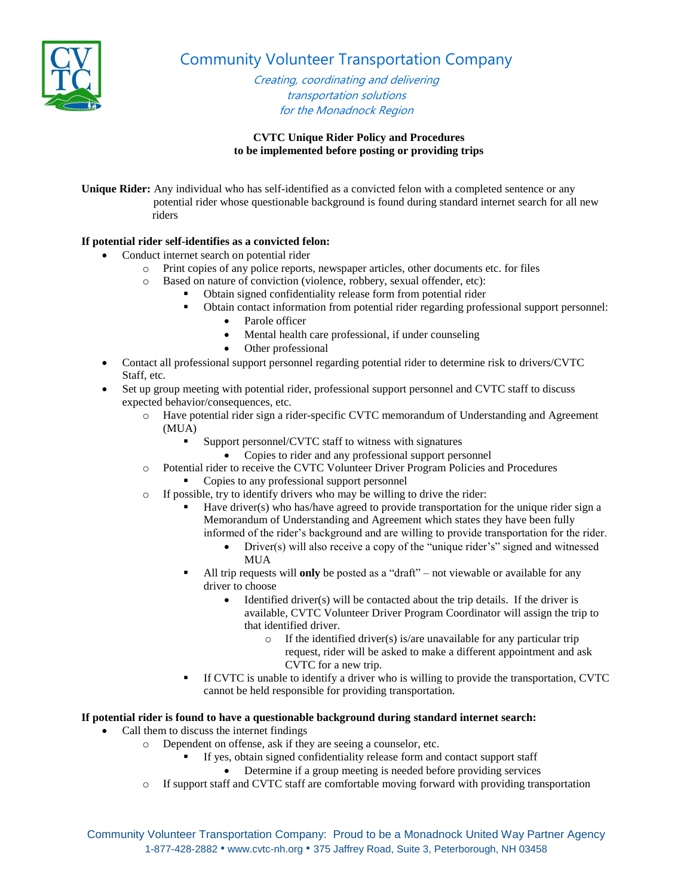# Community Volunteer Transportation Company

*Creating, coordinating and delivering transportation solutions for the Monadnock Region*

**CVTC Unique Rider Policy and Procedures to be implemented before posting or providing trips**

**Unique Rider:** Any individual who has self-identified as a convicted felon with a completed sentence or any potential rider whose questionable background is found during standard internet search for all new riders

**If potential rider self-identifies as a convicted felon:**

- Conduct internet search on potential rider
  - Print copies of any police reports, newspaper articles, other documents etc. for files
  - Based on nature of conviction (violence, robbery, sexual offender, etc):
    - Obtain signed confidentiality release form from potential rider
    - Obtain contact information from potential rider regarding professional support personnel:
      - Parole officer
      - Mental health care professional, if under counseling
      - Other professional
- Contact all professional support personnel regarding potential rider to determine risk to drivers/CVTC Staff, etc.
- Set up group meeting with potential rider, professional support personnel and CVTC staff to discuss expected behavior/consequences, etc.
  - Have potential rider sign a rider-specific CVTC memorandum of Understanding and Agreement (MUA)
    - Support personnel/CVTC staff to witness with signatures
      - Copies to rider and any professional support personnel
  - Potential rider to receive the CVTC Volunteer Driver Program Policies and Procedures
    - Copies to any professional support personnel
  - If possible, try to identify drivers who may be willing to drive the rider:
    - Have driver(s) who has/have agreed to provide transportation for the unique rider sign a Memorandum of Understanding and Agreement which states they have been fully informed of the rider's background and are willing to provide transportation for the rider.
      - Driver(s) will also receive a copy of the "unique rider's" signed and witnessed MUA
    - All trip requests will **only** be posted as a "draft" – not viewable or available for any driver to choose
      - Identified driver(s) will be contacted about the trip details. If the driver is available, CVTC Volunteer Driver Program Coordinator will assign the trip to that identified driver.
        - If the identified driver(s) is/are unavailable for any particular trip request, rider will be asked to make a different appointment and ask CVTC for a new trip.
    - If CVTC is unable to identify a driver who is willing to provide the transportation, CVTC cannot be held responsible for providing transportation.

**If potential rider is found to have a questionable background during standard internet search:**

- Call them to discuss the internet findings
  - Dependent on offense, ask if they are seeing a counselor, etc.
    - If yes, obtain signed confidentiality release form and contact support staff
      - Determine if a group meeting is needed before providing services
  - If support staff and CVTC staff are comfortable moving forward with providing transportation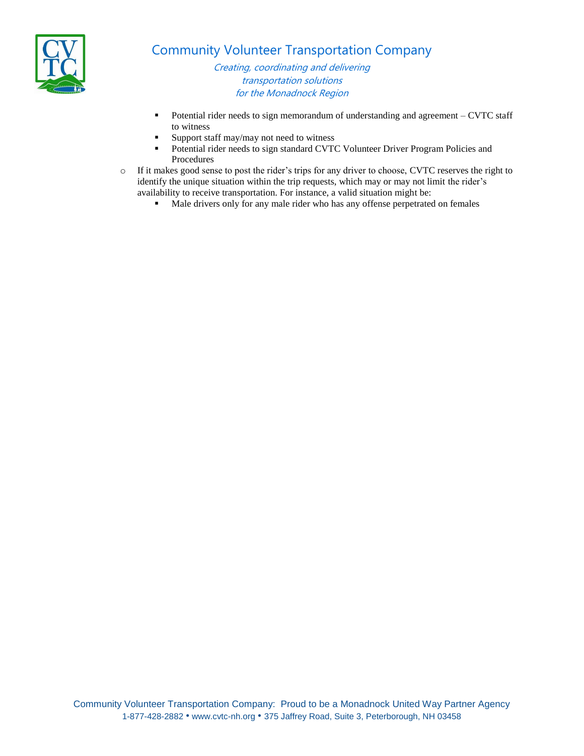- Potential rider needs to sign memorandum of understanding and agreement – CVTC staff to witness
    - Support staff may/may not need to witness
    - Potential rider needs to sign standard CVTC Volunteer Driver Program Policies and Procedures
  - If it makes good sense to post the rider's trips for any driver to choose, CVTC reserves the right to identify the unique situation within the trip requests, which may or may not limit the rider's availability to receive transportation. For instance, a valid situation might be:
    - Male drivers only for any male rider who has any offense perpetrated on females